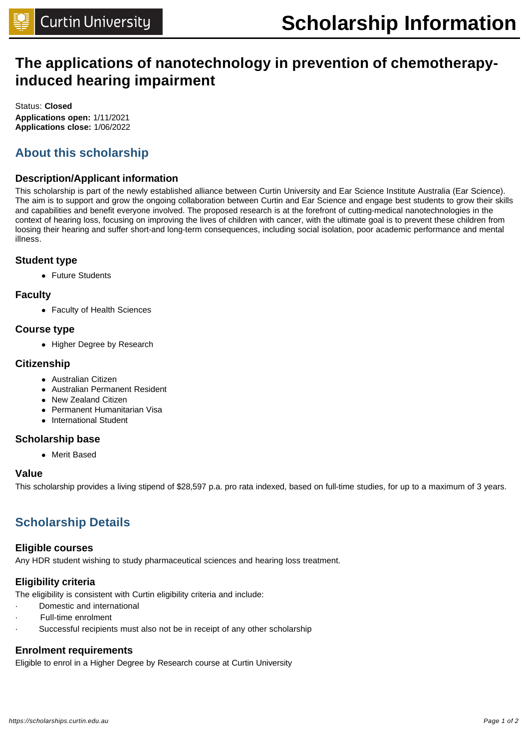# The applications of nanotechnology in prevention of chemotherapy-induced hearing impairment

Status: **Closed**
**Applications open:** 1/11/2021
**Applications close:** 1/06/2022

## About this scholarship

### Description/Applicant information

This scholarship is part of the newly established alliance between Curtin University and Ear Science Institute Australia (Ear Science). The aim is to support and grow the ongoing collaboration between Curtin and Ear Science and engage best students to grow their skills and capabilities and benefit everyone involved. The proposed research is at the forefront of cutting-medical nanotechnologies in the context of hearing loss, focusing on improving the lives of children with cancer, with the ultimate goal is to prevent these children from loosing their hearing and suffer short-and long-term consequences, including social isolation, poor academic performance and mental illness.

### Student type

- Future Students

### Faculty

- Faculty of Health Sciences

### Course type

- Higher Degree by Research

### Citizenship

- Australian Citizen
- Australian Permanent Resident
- New Zealand Citizen
- Permanent Humanitarian Visa
- International Student

### Scholarship base

- Merit Based

### Value

This scholarship provides a living stipend of $28,597 p.a. pro rata indexed, based on full-time studies, for up to a maximum of 3 years.

## Scholarship Details

### Eligible courses

Any HDR student wishing to study pharmaceutical sciences and hearing loss treatment.

### Eligibility criteria

The eligibility is consistent with Curtin eligibility criteria and include:

- Domestic and international
- Full-time enrolment
- Successful recipients must also not be in receipt of any other scholarship

### Enrolment requirements

Eligible to enrol in a Higher Degree by Research course at Curtin University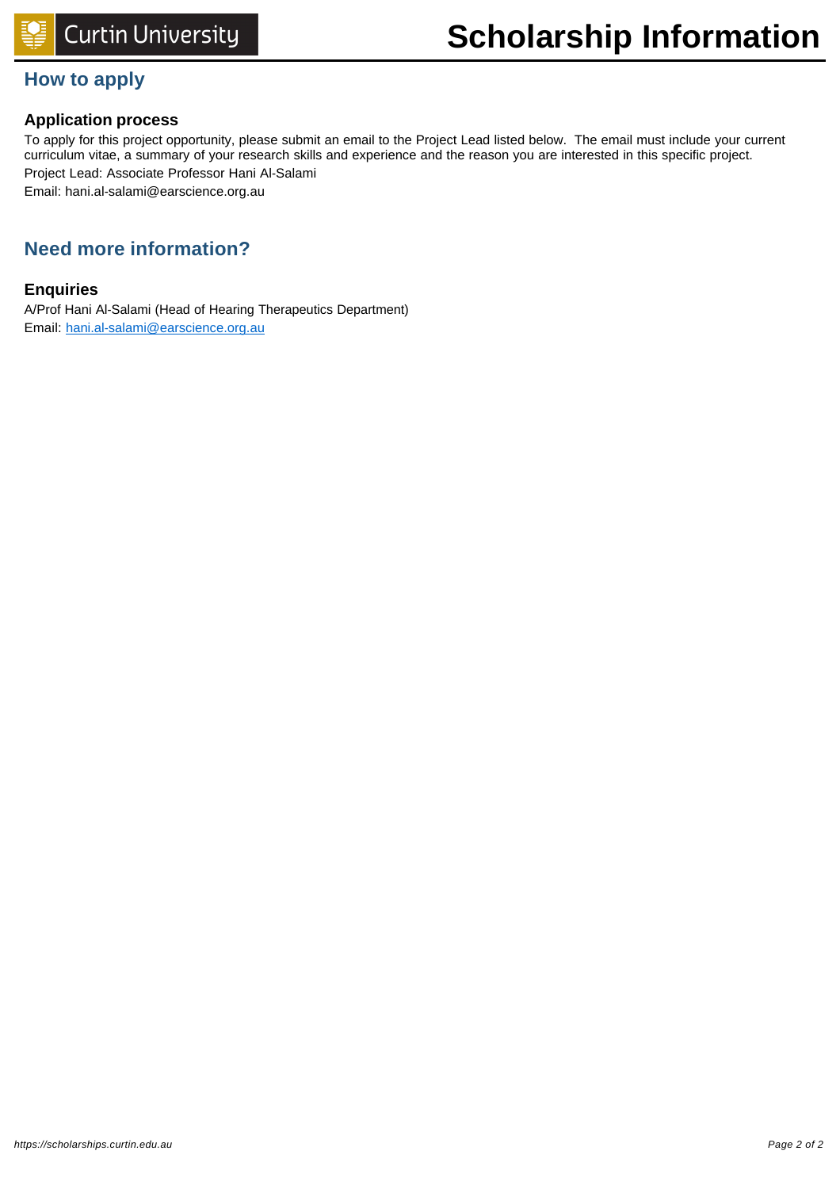## How to apply

### Application process

To apply for this project opportunity, please submit an email to the Project Lead listed below. The email must include your current curriculum vitae, a summary of your research skills and experience and the reason you are interested in this specific project.

Project Lead: Associate Professor Hani Al-Salami

Email: hani.al-salami@earscience.org.au

## Need more information?

### Enquiries

A/Prof Hani Al-Salami (Head of Hearing Therapeutics Department)

Email: hani.al-salami@earscience.org.au